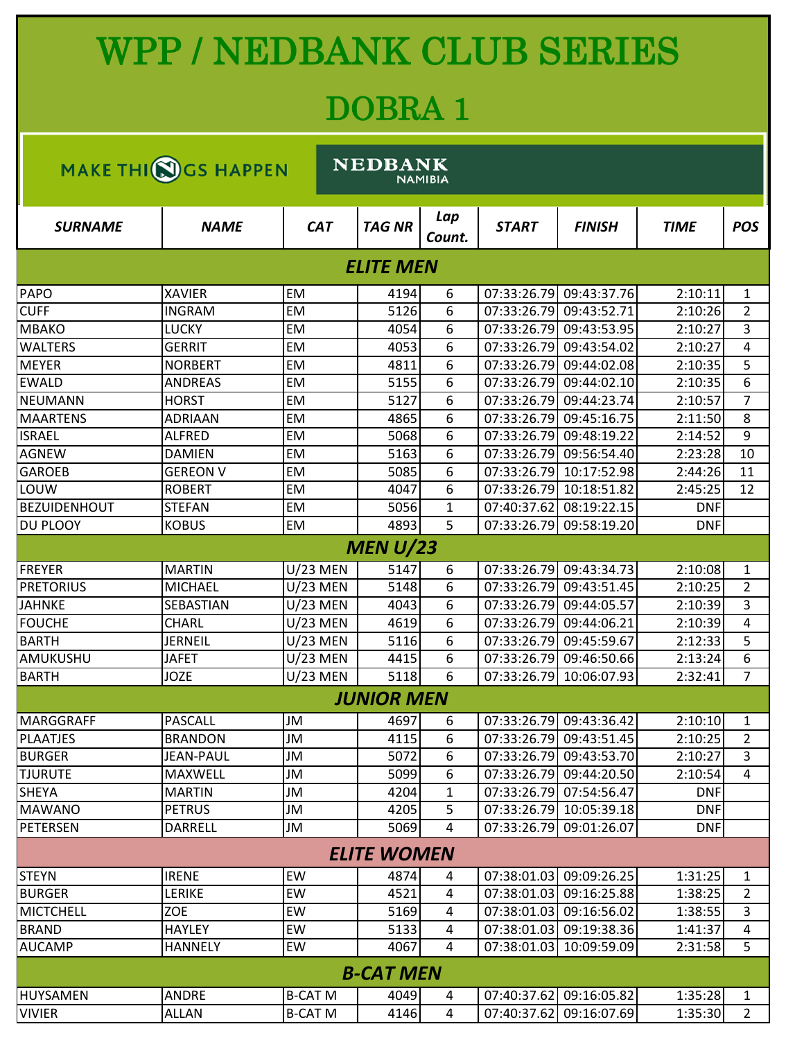# WPP / NEDBANK CLUB SERIES

# DOBRA 1

MAKE THINGS HAPPEN — NEDBANK NAMIBIA

| SURNAME | NAME | CAT | TAG NR | Lap Count. | START | FINISH | TIME | POS |
|---|---|---|---|---|---|---|---|---|
| | | | **ELITE MEN** | | | | | |
| PAPO | XAVIER | EM | 4194 | 6 | 07:33:26.79 | 09:43:37.76 | 2:10:11 | 1 |
| CUFF | INGRAM | EM | 5126 | 6 | 07:33:26.79 | 09:43:52.71 | 2:10:26 | 2 |
| MBAKO | LUCKY | EM | 4054 | 6 | 07:33:26.79 | 09:43:53.95 | 2:10:27 | 3 |
| WALTERS | GERRIT | EM | 4053 | 6 | 07:33:26.79 | 09:43:54.02 | 2:10:27 | 4 |
| MEYER | NORBERT | EM | 4811 | 6 | 07:33:26.79 | 09:44:02.08 | 2:10:35 | 5 |
| EWALD | ANDREAS | EM | 5155 | 6 | 07:33:26.79 | 09:44:02.10 | 2:10:35 | 6 |
| NEUMANN | HORST | EM | 5127 | 6 | 07:33:26.79 | 09:44:23.74 | 2:10:57 | 7 |
| MAARTENS | ADRIAAN | EM | 4865 | 6 | 07:33:26.79 | 09:45:16.75 | 2:11:50 | 8 |
| ISRAEL | ALFRED | EM | 5068 | 6 | 07:33:26.79 | 09:48:19.22 | 2:14:52 | 9 |
| AGNEW | DAMIEN | EM | 5163 | 6 | 07:33:26.79 | 09:56:54.40 | 2:23:28 | 10 |
| GAROEB | GEREON V | EM | 5085 | 6 | 07:33:26.79 | 10:17:52.98 | 2:44:26 | 11 |
| LOUW | ROBERT | EM | 4047 | 6 | 07:33:26.79 | 10:18:51.82 | 2:45:25 | 12 |
| BEZUIDENHOUT | STEFAN | EM | 5056 | 1 | 07:40:37.62 | 08:19:22.15 | DNF | |
| DU PLOOY | KOBUS | EM | 4893 | 5 | 07:33:26.79 | 09:58:19.20 | DNF | |
| | | | **MEN U/23** | | | | | |
| FREYER | MARTIN | U/23 MEN | 5147 | 6 | 07:33:26.79 | 09:43:34.73 | 2:10:08 | 1 |
| PRETORIUS | MICHAEL | U/23 MEN | 5148 | 6 | 07:33:26.79 | 09:43:51.45 | 2:10:25 | 2 |
| JAHNKE | SEBASTIAN | U/23 MEN | 4043 | 6 | 07:33:26.79 | 09:44:05.57 | 2:10:39 | 3 |
| FOUCHE | CHARL | U/23 MEN | 4619 | 6 | 07:33:26.79 | 09:44:06.21 | 2:10:39 | 4 |
| BARTH | JERNEIL | U/23 MEN | 5116 | 6 | 07:33:26.79 | 09:45:59.67 | 2:12:33 | 5 |
| AMUKUSHU | JAFET | U/23 MEN | 4415 | 6 | 07:33:26.79 | 09:46:50.66 | 2:13:24 | 6 |
| BARTH | JOZE | U/23 MEN | 5118 | 6 | 07:33:26.79 | 10:06:07.93 | 2:32:41 | 7 |
| | | | **JUNIOR MEN** | | | | | |
| MARGGRAFF | PASCALL | JM | 4697 | 6 | 07:33:26.79 | 09:43:36.42 | 2:10:10 | 1 |
| PLAATJES | BRANDON | JM | 4115 | 6 | 07:33:26.79 | 09:43:51.45 | 2:10:25 | 2 |
| BURGER | JEAN-PAUL | JM | 5072 | 6 | 07:33:26.79 | 09:43:53.70 | 2:10:27 | 3 |
| TJURUTE | MAXWELL | JM | 5099 | 6 | 07:33:26.79 | 09:44:20.50 | 2:10:54 | 4 |
| SHEYA | MARTIN | JM | 4204 | 1 | 07:33:26.79 | 07:54:56.47 | DNF | |
| MAWANO | PETRUS | JM | 4205 | 5 | 07:33:26.79 | 10:05:39.18 | DNF | |
| PETERSEN | DARRELL | JM | 5069 | 4 | 07:33:26.79 | 09:01:26.07 | DNF | |
| | | | **ELITE WOMEN** | | | | | |
| STEYN | IRENE | EW | 4874 | 4 | 07:38:01.03 | 09:09:26.25 | 1:31:25 | 1 |
| BURGER | LERIKE | EW | 4521 | 4 | 07:38:01.03 | 09:16:25.88 | 1:38:25 | 2 |
| MICTCHELL | ZOE | EW | 5169 | 4 | 07:38:01.03 | 09:16:56.02 | 1:38:55 | 3 |
| BRAND | HAYLEY | EW | 5133 | 4 | 07:38:01.03 | 09:19:38.36 | 1:41:37 | 4 |
| AUCAMP | HANNELY | EW | 4067 | 4 | 07:38:01.03 | 10:09:59.09 | 2:31:58 | 5 |
| | | | **B-CAT MEN** | | | | | |
| HUYSAMEN | ANDRE | B-CAT M | 4049 | 4 | 07:40:37.62 | 09:16:05.82 | 1:35:28 | 1 |
| VIVIER | ALLAN | B-CAT M | 4146 | 4 | 07:40:37.62 | 09:16:07.69 | 1:35:30 | 2 |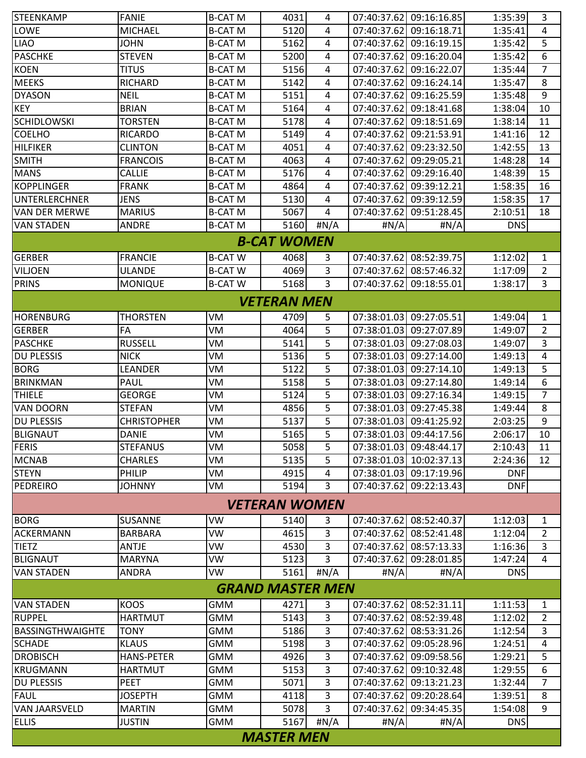| | | | | | | | | |
|---|---|---|---|---|---|---|---|---|
| STEENKAMP | FANIE | B-CAT M | 4031 | 4 | 07:40:37.62 | 09:16:16.85 | 1:35:39 | 3 |
| LOWE | MICHAEL | B-CAT M | 5120 | 4 | 07:40:37.62 | 09:16:18.71 | 1:35:41 | 4 |
| LIAO | JOHN | B-CAT M | 5162 | 4 | 07:40:37.62 | 09:16:19.15 | 1:35:42 | 5 |
| PASCHKE | STEVEN | B-CAT M | 5200 | 4 | 07:40:37.62 | 09:16:20.04 | 1:35:42 | 6 |
| KOEN | TITUS | B-CAT M | 5156 | 4 | 07:40:37.62 | 09:16:22.07 | 1:35:44 | 7 |
| MEEKS | RICHARD | B-CAT M | 5142 | 4 | 07:40:37.62 | 09:16:24.14 | 1:35:47 | 8 |
| DYASON | NEIL | B-CAT M | 5151 | 4 | 07:40:37.62 | 09:16:25.59 | 1:35:48 | 9 |
| KEY | BRIAN | B-CAT M | 5164 | 4 | 07:40:37.62 | 09:18:41.68 | 1:38:04 | 10 |
| SCHIDLOWSKI | TORSTEN | B-CAT M | 5178 | 4 | 07:40:37.62 | 09:18:51.69 | 1:38:14 | 11 |
| COELHO | RICARDO | B-CAT M | 5149 | 4 | 07:40:37.62 | 09:21:53.91 | 1:41:16 | 12 |
| HILFIKER | CLINTON | B-CAT M | 4051 | 4 | 07:40:37.62 | 09:23:32.50 | 1:42:55 | 13 |
| SMITH | FRANCOIS | B-CAT M | 4063 | 4 | 07:40:37.62 | 09:29:05.21 | 1:48:28 | 14 |
| MANS | CALLIE | B-CAT M | 5176 | 4 | 07:40:37.62 | 09:29:16.40 | 1:48:39 | 15 |
| KOPPLINGER | FRANK | B-CAT M | 4864 | 4 | 07:40:37.62 | 09:39:12.21 | 1:58:35 | 16 |
| UNTERLERCHNER | JENS | B-CAT M | 5130 | 4 | 07:40:37.62 | 09:39:12.59 | 1:58:35 | 17 |
| VAN DER MERWE | MARIUS | B-CAT M | 5067 | 4 | 07:40:37.62 | 09:51:28.45 | 2:10:51 | 18 |
| VAN STADEN | ANDRE | B-CAT M | 5160 | #N/A | #N/A | #N/A | DNS | |
| **B-CAT WOMEN** | | | | | | | | |
| GERBER | FRANCIE | B-CAT W | 4068 | 3 | 07:40:37.62 | 08:52:39.75 | 1:12:02 | 1 |
| VILJOEN | ULANDE | B-CAT W | 4069 | 3 | 07:40:37.62 | 08:57:46.32 | 1:17:09 | 2 |
| PRINS | MONIQUE | B-CAT W | 5168 | 3 | 07:40:37.62 | 09:18:55.01 | 1:38:17 | 3 |
| **VETERAN MEN** | | | | | | | | |
| HORENBURG | THORSTEN | VM | 4709 | 5 | 07:38:01.03 | 09:27:05.51 | 1:49:04 | 1 |
| GERBER | FA | VM | 4064 | 5 | 07:38:01.03 | 09:27:07.89 | 1:49:07 | 2 |
| PASCHKE | RUSSELL | VM | 5141 | 5 | 07:38:01.03 | 09:27:08.03 | 1:49:07 | 3 |
| DU PLESSIS | NICK | VM | 5136 | 5 | 07:38:01.03 | 09:27:14.00 | 1:49:13 | 4 |
| BORG | LEANDER | VM | 5122 | 5 | 07:38:01.03 | 09:27:14.10 | 1:49:13 | 5 |
| BRINKMAN | PAUL | VM | 5158 | 5 | 07:38:01.03 | 09:27:14.80 | 1:49:14 | 6 |
| THIELE | GEORGE | VM | 5124 | 5 | 07:38:01.03 | 09:27:16.34 | 1:49:15 | 7 |
| VAN DOORN | STEFAN | VM | 4856 | 5 | 07:38:01.03 | 09:27:45.38 | 1:49:44 | 8 |
| DU PLESSIS | CHRISTOPHER | VM | 5137 | 5 | 07:38:01.03 | 09:41:25.92 | 2:03:25 | 9 |
| BLIGNAUT | DANIE | VM | 5165 | 5 | 07:38:01.03 | 09:44:17.56 | 2:06:17 | 10 |
| FERIS | STEFANUS | VM | 5058 | 5 | 07:38:01.03 | 09:48:44.17 | 2:10:43 | 11 |
| MCNAB | CHARLES | VM | 5135 | 5 | 07:38:01.03 | 10:02:37.13 | 2:24:36 | 12 |
| STEYN | PHILIP | VM | 4915 | 4 | 07:38:01.03 | 09:17:19.96 | DNF | |
| PEDREIRO | JOHNNY | VM | 5194 | 3 | 07:40:37.62 | 09:22:13.43 | DNF | |
| **VETERAN WOMEN** | | | | | | | | |
| BORG | SUSANNE | VW | 5140 | 3 | 07:40:37.62 | 08:52:40.37 | 1:12:03 | 1 |
| ACKERMANN | BARBARA | VW | 4615 | 3 | 07:40:37.62 | 08:52:41.48 | 1:12:04 | 2 |
| TIETZ | ANTJE | VW | 4530 | 3 | 07:40:37.62 | 08:57:13.33 | 1:16:36 | 3 |
| BLIGNAUT | MARYNA | VW | 5123 | 3 | 07:40:37.62 | 09:28:01.85 | 1:47:24 | 4 |
| VAN STADEN | ANDRA | VW | 5161 | #N/A | #N/A | #N/A | DNS | |
| **GRAND MASTER MEN** | | | | | | | | |
| VAN STADEN | KOOS | GMM | 4271 | 3 | 07:40:37.62 | 08:52:31.11 | 1:11:53 | 1 |
| RUPPEL | HARTMUT | GMM | 5143 | 3 | 07:40:37.62 | 08:52:39.48 | 1:12:02 | 2 |
| BASSINGTHWAIGHTE | TONY | GMM | 5186 | 3 | 07:40:37.62 | 08:53:31.26 | 1:12:54 | 3 |
| SCHADE | KLAUS | GMM | 5198 | 3 | 07:40:37.62 | 09:05:28.96 | 1:24:51 | 4 |
| DROBISCH | HANS-PETER | GMM | 4926 | 3 | 07:40:37.62 | 09:09:58.56 | 1:29:21 | 5 |
| KRUGMANN | HARTMUT | GMM | 5153 | 3 | 07:40:37.62 | 09:10:32.48 | 1:29:55 | 6 |
| DU PLESSIS | PEET | GMM | 5071 | 3 | 07:40:37.62 | 09:13:21.23 | 1:32:44 | 7 |
| FAUL | JOSEPTH | GMM | 4118 | 3 | 07:40:37.62 | 09:20:28.64 | 1:39:51 | 8 |
| VAN JAARSVELD | MARTIN | GMM | 5078 | 3 | 07:40:37.62 | 09:34:45.35 | 1:54:08 | 9 |
| ELLIS | JUSTIN | GMM | 5167 | #N/A | #N/A | #N/A | DNS | |
| **MASTER MEN** | | | | | | | | |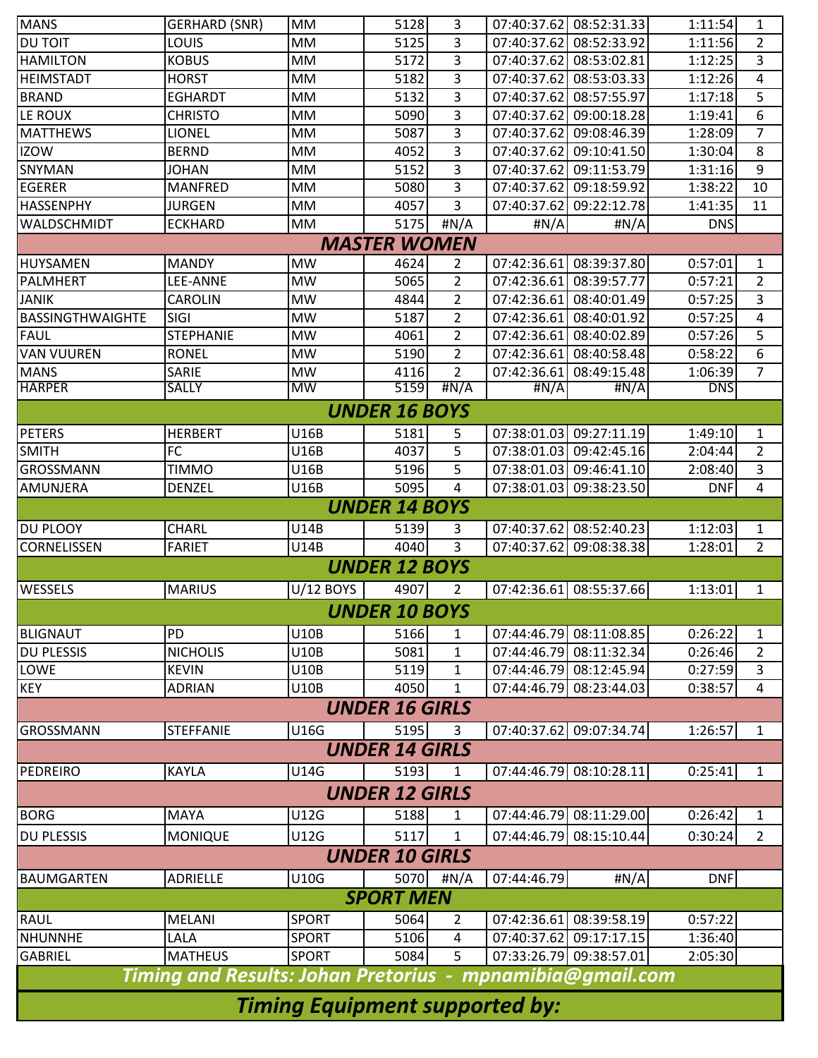| | | | | | | | | |
|---|---|---|---|---|---|---|---|---|
| MANS | GERHARD (SNR) | MM | 5128 | 3 | 07:40:37.62 | 08:52:31.33 | 1:11:54 | 1 |
| DU TOIT | LOUIS | MM | 5125 | 3 | 07:40:37.62 | 08:52:33.92 | 1:11:56 | 2 |
| HAMILTON | KOBUS | MM | 5172 | 3 | 07:40:37.62 | 08:53:02.81 | 1:12:25 | 3 |
| HEIMSTADT | HORST | MM | 5182 | 3 | 07:40:37.62 | 08:53:03.33 | 1:12:26 | 4 |
| BRAND | EGHARDT | MM | 5132 | 3 | 07:40:37.62 | 08:57:55.97 | 1:17:18 | 5 |
| LE ROUX | CHRISTO | MM | 5090 | 3 | 07:40:37.62 | 09:00:18.28 | 1:19:41 | 6 |
| MATTHEWS | LIONEL | MM | 5087 | 3 | 07:40:37.62 | 09:08:46.39 | 1:28:09 | 7 |
| IZOW | BERND | MM | 4052 | 3 | 07:40:37.62 | 09:10:41.50 | 1:30:04 | 8 |
| SNYMAN | JOHAN | MM | 5152 | 3 | 07:40:37.62 | 09:11:53.79 | 1:31:16 | 9 |
| EGERER | MANFRED | MM | 5080 | 3 | 07:40:37.62 | 09:18:59.92 | 1:38:22 | 10 |
| HASSENPHY | JURGEN | MM | 4057 | 3 | 07:40:37.62 | 09:22:12.78 | 1:41:35 | 11 |
| WALDSCHMIDT | ECKHARD | MM | 5175 | #N/A | #N/A | #N/A | DNS | |
| **MASTER WOMEN** | | | | | | | | |
| HUYSAMEN | MANDY | MW | 4624 | 2 | 07:42:36.61 | 08:39:37.80 | 0:57:01 | 1 |
| PALMHERT | LEE-ANNE | MW | 5065 | 2 | 07:42:36.61 | 08:39:57.77 | 0:57:21 | 2 |
| JANIK | CAROLIN | MW | 4844 | 2 | 07:42:36.61 | 08:40:01.49 | 0:57:25 | 3 |
| BASSINGTHWAIGHTE | SIGI | MW | 5187 | 2 | 07:42:36.61 | 08:40:01.92 | 0:57:25 | 4 |
| FAUL | STEPHANIE | MW | 4061 | 2 | 07:42:36.61 | 08:40:02.89 | 0:57:26 | 5 |
| VAN VUUREN | RONEL | MW | 5190 | 2 | 07:42:36.61 | 08:40:58.48 | 0:58:22 | 6 |
| MANS | SARIE | MW | 4116 | 2 | 07:42:36.61 | 08:49:15.48 | 1:06:39 | 7 |
| HARPER | SALLY | MW | 5159 | #N/A | #N/A | #N/A | DNS | |
| **UNDER 16 BOYS** | | | | | | | | |
| PETERS | HERBERT | U16B | 5181 | 5 | 07:38:01.03 | 09:27:11.19 | 1:49:10 | 1 |
| SMITH | FC | U16B | 4037 | 5 | 07:38:01.03 | 09:42:45.16 | 2:04:44 | 2 |
| GROSSMANN | TIMMO | U16B | 5196 | 5 | 07:38:01.03 | 09:46:41.10 | 2:08:40 | 3 |
| AMUNJERA | DENZEL | U16B | 5095 | 4 | 07:38:01.03 | 09:38:23.50 | DNF | 4 |
| **UNDER 14 BOYS** | | | | | | | | |
| DU PLOOY | CHARL | U14B | 5139 | 3 | 07:40:37.62 | 08:52:40.23 | 1:12:03 | 1 |
| CORNELISSEN | FARIET | U14B | 4040 | 3 | 07:40:37.62 | 09:08:38.38 | 1:28:01 | 2 |
| **UNDER 12 BOYS** | | | | | | | | |
| WESSELS | MARIUS | U/12 BOYS | 4907 | 2 | 07:42:36.61 | 08:55:37.66 | 1:13:01 | 1 |
| **UNDER 10 BOYS** | | | | | | | | |
| BLIGNAUT | PD | U10B | 5166 | 1 | 07:44:46.79 | 08:11:08.85 | 0:26:22 | 1 |
| DU PLESSIS | NICHOLIS | U10B | 5081 | 1 | 07:44:46.79 | 08:11:32.34 | 0:26:46 | 2 |
| LOWE | KEVIN | U10B | 5119 | 1 | 07:44:46.79 | 08:12:45.94 | 0:27:59 | 3 |
| KEY | ADRIAN | U10B | 4050 | 1 | 07:44:46.79 | 08:23:44.03 | 0:38:57 | 4 |
| **UNDER 16 GIRLS** | | | | | | | | |
| GROSSMANN | STEFFANIE | U16G | 5195 | 3 | 07:40:37.62 | 09:07:34.74 | 1:26:57 | 1 |
| **UNDER 14 GIRLS** | | | | | | | | |
| PEDREIRO | KAYLA | U14G | 5193 | 1 | 07:44:46.79 | 08:10:28.11 | 0:25:41 | 1 |
| **UNDER 12 GIRLS** | | | | | | | | |
| BORG | MAYA | U12G | 5188 | 1 | 07:44:46.79 | 08:11:29.00 | 0:26:42 | 1 |
| DU PLESSIS | MONIQUE | U12G | 5117 | 1 | 07:44:46.79 | 08:15:10.44 | 0:30:24 | 2 |
| **UNDER 10 GIRLS** | | | | | | | | |
| BAUMGARTEN | ADRIELLE | U10G | 5070 | #N/A | 07:44:46.79 | #N/A | DNF | |
| **SPORT MEN** | | | | | | | | |
| RAUL | MELANI | SPORT | 5064 | 2 | 07:42:36.61 | 08:39:58.19 | 0:57:22 | |
| NHUNNHE | LALA | SPORT | 5106 | 4 | 07:40:37.62 | 09:17:17.15 | 1:36:40 | |
| GABRIEL | MATHEUS | SPORT | 5084 | 5 | 07:33:26.79 | 09:38:57.01 | 2:05:30 | |

***Timing and Results: Johan Pretorius - mpnamibia@gmail.com***

***Timing Equipment supported by:***